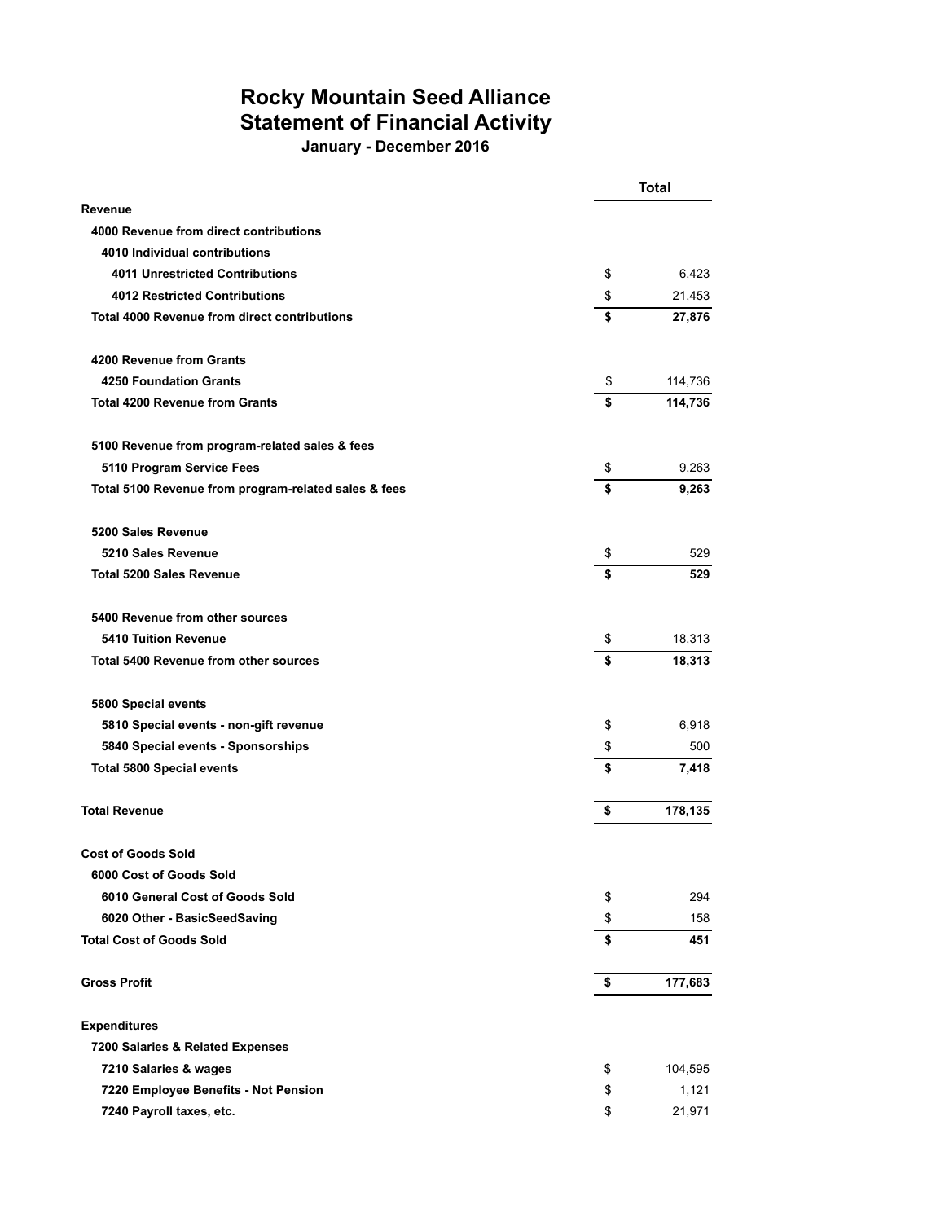# Rocky Mountain Seed Alliance
## Statement of Financial Activity
### January - December 2016

| | Total |
|---|---|
| **Revenue** | |
| **4000 Revenue from direct contributions** | |
| **4010 Individual contributions** | |
| **4011 Unrestricted Contributions** | $ 6,423 |
| **4012 Restricted Contributions** | $ 21,453 |
| **Total 4000 Revenue from direct contributions** | **$ 27,876** |
| | |
| **4200 Revenue from Grants** | |
| **4250 Foundation Grants** | $ 114,736 |
| **Total 4200 Revenue from Grants** | **$ 114,736** |
| | |
| **5100 Revenue from program-related sales & fees** | |
| **5110 Program Service Fees** | $ 9,263 |
| **Total 5100 Revenue from program-related sales & fees** | **$ 9,263** |
| | |
| **5200 Sales Revenue** | |
| **5210 Sales Revenue** | $ 529 |
| **Total 5200 Sales Revenue** | **$ 529** |
| | |
| **5400 Revenue from other sources** | |
| **5410 Tuition Revenue** | $ 18,313 |
| **Total 5400 Revenue from other sources** | **$ 18,313** |
| | |
| **5800 Special events** | |
| **5810 Special events - non-gift revenue** | $ 6,918 |
| **5840 Special events - Sponsorships** | $ 500 |
| **Total 5800 Special events** | **$ 7,418** |
| | |
| **Total Revenue** | **$ 178,135** |
| | |
| **Cost of Goods Sold** | |
| **6000 Cost of Goods Sold** | |
| **6010 General Cost of Goods Sold** | $ 294 |
| **6020 Other - BasicSeedSaving** | $ 158 |
| **Total Cost of Goods Sold** | **$ 451** |
| | |
| **Gross Profit** | **$ 177,683** |
| | |
| **Expenditures** | |
| **7200 Salaries & Related Expenses** | |
| **7210 Salaries & wages** | $ 104,595 |
| **7220 Employee Benefits - Not Pension** | $ 1,121 |
| **7240 Payroll taxes, etc.** | $ 21,971 |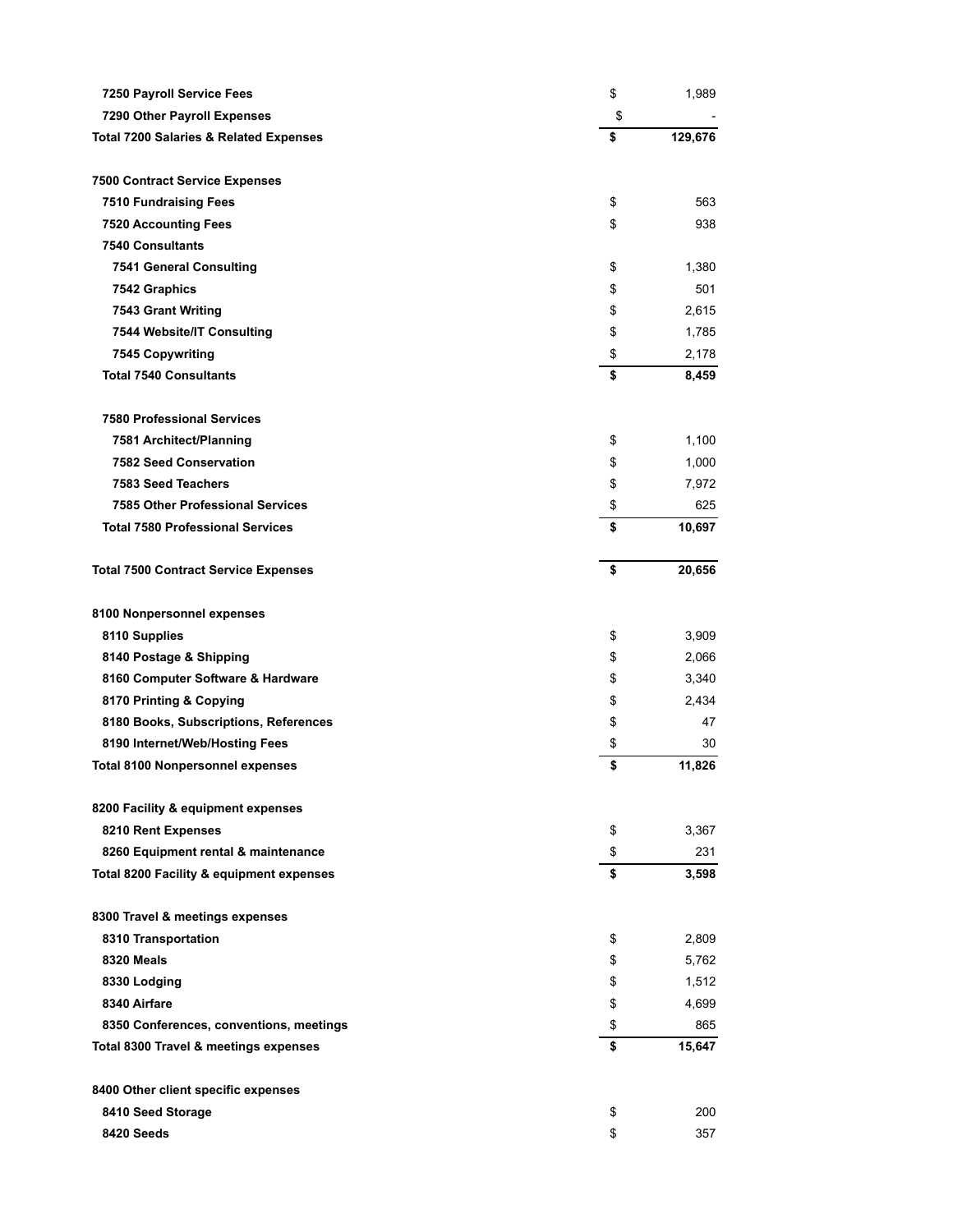| | | |
|---|---|---|
| **7250 Payroll Service Fees** | $ | 1,989 |
| **7290 Other Payroll Expenses** | $ | - |
| **Total 7200 Salaries & Related Expenses** | **$** | **129,676** |
| | | |
| **7500 Contract Service Expenses** | | |
| **7510 Fundraising Fees** | $ | 563 |
| **7520 Accounting Fees** | $ | 938 |
| **7540 Consultants** | | |
| **7541 General Consulting** | $ | 1,380 |
| **7542 Graphics** | $ | 501 |
| **7543 Grant Writing** | $ | 2,615 |
| **7544 Website/IT Consulting** | $ | 1,785 |
| **7545 Copywriting** | $ | 2,178 |
| **Total 7540 Consultants** | **$** | **8,459** |
| | | |
| **7580 Professional Services** | | |
| **7581 Architect/Planning** | $ | 1,100 |
| **7582 Seed Conservation** | $ | 1,000 |
| **7583 Seed Teachers** | $ | 7,972 |
| **7585 Other Professional Services** | $ | 625 |
| **Total 7580 Professional Services** | **$** | **10,697** |
| | | |
| **Total 7500 Contract Service Expenses** | **$** | **20,656** |
| | | |
| **8100 Nonpersonnel expenses** | | |
| **8110 Supplies** | $ | 3,909 |
| **8140 Postage & Shipping** | $ | 2,066 |
| **8160 Computer Software & Hardware** | $ | 3,340 |
| **8170 Printing & Copying** | $ | 2,434 |
| **8180 Books, Subscriptions, References** | $ | 47 |
| **8190 Internet/Web/Hosting Fees** | $ | 30 |
| **Total 8100 Nonpersonnel expenses** | **$** | **11,826** |
| | | |
| **8200 Facility & equipment expenses** | | |
| **8210 Rent Expenses** | $ | 3,367 |
| **8260 Equipment rental & maintenance** | $ | 231 |
| **Total 8200 Facility & equipment expenses** | **$** | **3,598** |
| | | |
| **8300 Travel & meetings expenses** | | |
| **8310 Transportation** | $ | 2,809 |
| **8320 Meals** | $ | 5,762 |
| **8330 Lodging** | $ | 1,512 |
| **8340 Airfare** | $ | 4,699 |
| **8350 Conferences, conventions, meetings** | $ | 865 |
| **Total 8300 Travel & meetings expenses** | **$** | **15,647** |
| | | |
| **8400 Other client specific expenses** | | |
| **8410 Seed Storage** | $ | 200 |
| **8420 Seeds** | $ | 357 |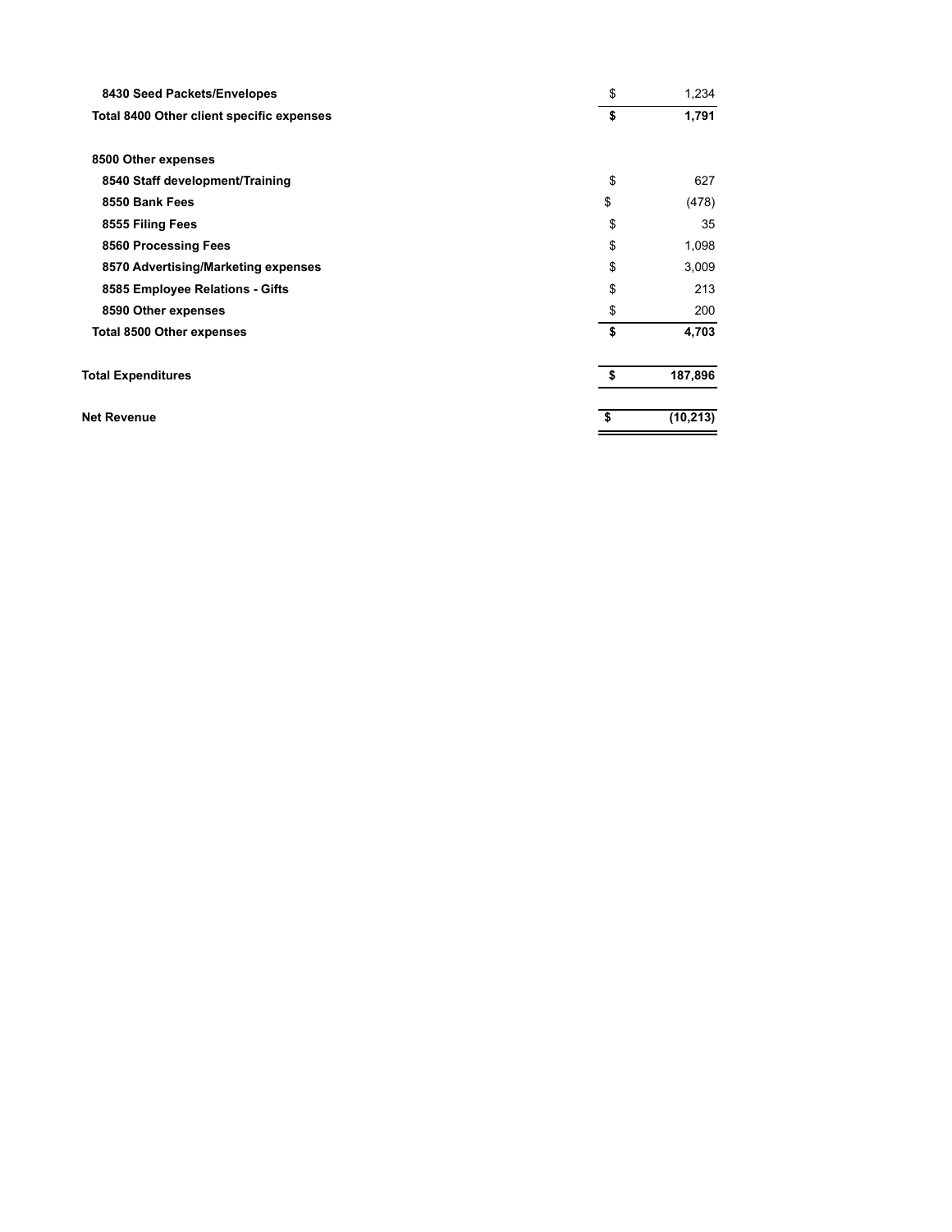| | | |
|---|---|---|
| **8430 Seed Packets/Envelopes** | $ | 1,234 |
| **Total 8400 Other client specific expenses** | **$** | **1,791** |
| | | |
| **8500 Other expenses** | | |
| **8540 Staff development/Training** | $ | 627 |
| **8550 Bank Fees** | $ | (478) |
| **8555 Filing Fees** | $ | 35 |
| **8560 Processing Fees** | $ | 1,098 |
| **8570 Advertising/Marketing expenses** | $ | 3,009 |
| **8585 Employee Relations - Gifts** | $ | 213 |
| **8590 Other expenses** | $ | 200 |
| **Total 8500 Other expenses** | **$** | **4,703** |
| | | |
| **Total Expenditures** | **$** | **187,896** |
| | | |
| **Net Revenue** | **$** | **(10,213)** |